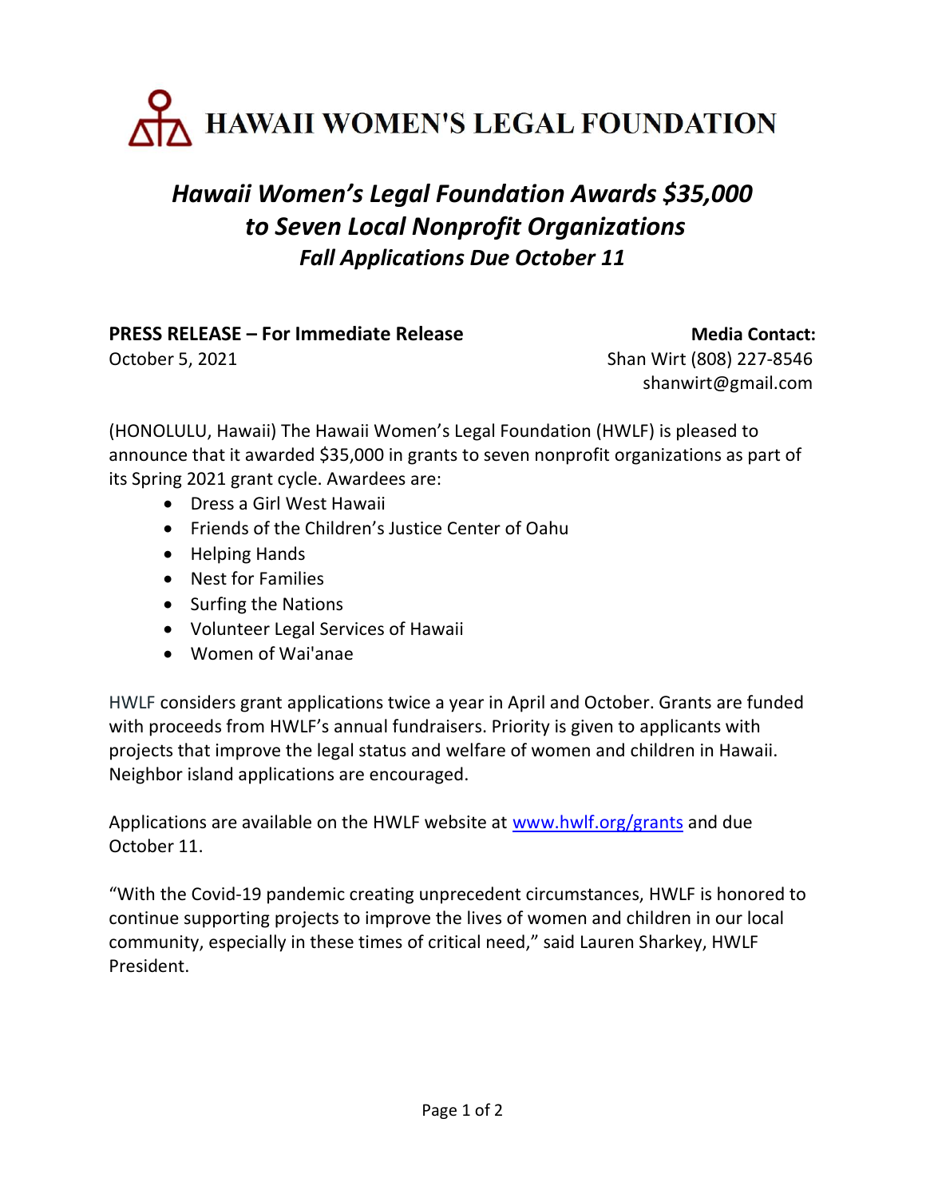# HAWAII WOMEN'S LEGAL FOUNDATION

## *Hawaii Women's Legal Foundation Awards $35,000 to Seven Local Nonprofit Organizations*

### *Fall Applications Due October 11*

**PRESS RELEASE – For Immediate Release**
October 5, 2021

**Media Contact:**
Shan Wirt (808) 227-8546
shanwirt@gmail.com

(HONOLULU, Hawaii) The Hawaii Women's Legal Foundation (HWLF) is pleased to announce that it awarded $35,000 in grants to seven nonprofit organizations as part of its Spring 2021 grant cycle. Awardees are:

- Dress a Girl West Hawaii
- Friends of the Children's Justice Center of Oahu
- Helping Hands
- Nest for Families
- Surfing the Nations
- Volunteer Legal Services of Hawaii
- Women of Wai'anae

HWLF considers grant applications twice a year in April and October. Grants are funded with proceeds from HWLF's annual fundraisers. Priority is given to applicants with projects that improve the legal status and welfare of women and children in Hawaii. Neighbor island applications are encouraged.

Applications are available on the HWLF website at [www.hwlf.org/grants](www.hwlf.org/grants) and due October 11.

"With the Covid-19 pandemic creating unprecedent circumstances, HWLF is honored to continue supporting projects to improve the lives of women and children in our local community, especially in these times of critical need," said Lauren Sharkey, HWLF President.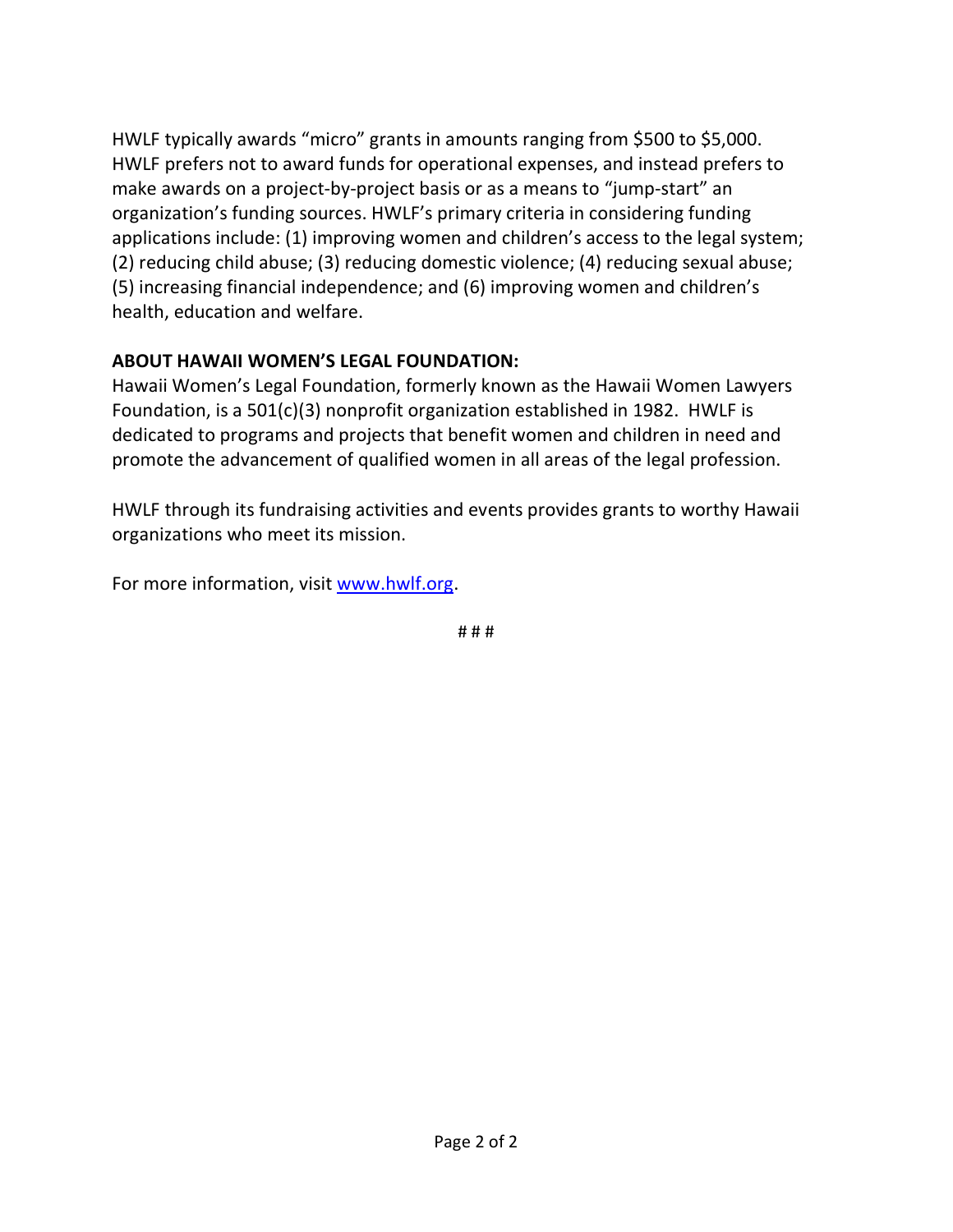HWLF typically awards “micro” grants in amounts ranging from $500 to $5,000. HWLF prefers not to award funds for operational expenses, and instead prefers to make awards on a project-by-project basis or as a means to “jump-start” an organization’s funding sources. HWLF’s primary criteria in considering funding applications include: (1) improving women and children’s access to the legal system; (2) reducing child abuse; (3) reducing domestic violence; (4) reducing sexual abuse; (5) increasing financial independence; and (6) improving women and children’s health, education and welfare.

**ABOUT HAWAII WOMEN’S LEGAL FOUNDATION:**
Hawaii Women’s Legal Foundation, formerly known as the Hawaii Women Lawyers Foundation, is a 501(c)(3) nonprofit organization established in 1982. HWLF is dedicated to programs and projects that benefit women and children in need and promote the advancement of qualified women in all areas of the legal profession.

HWLF through its fundraising activities and events provides grants to worthy Hawaii organizations who meet its mission.

For more information, visit [www.hwlf.org](http://www.hwlf.org).

# # #